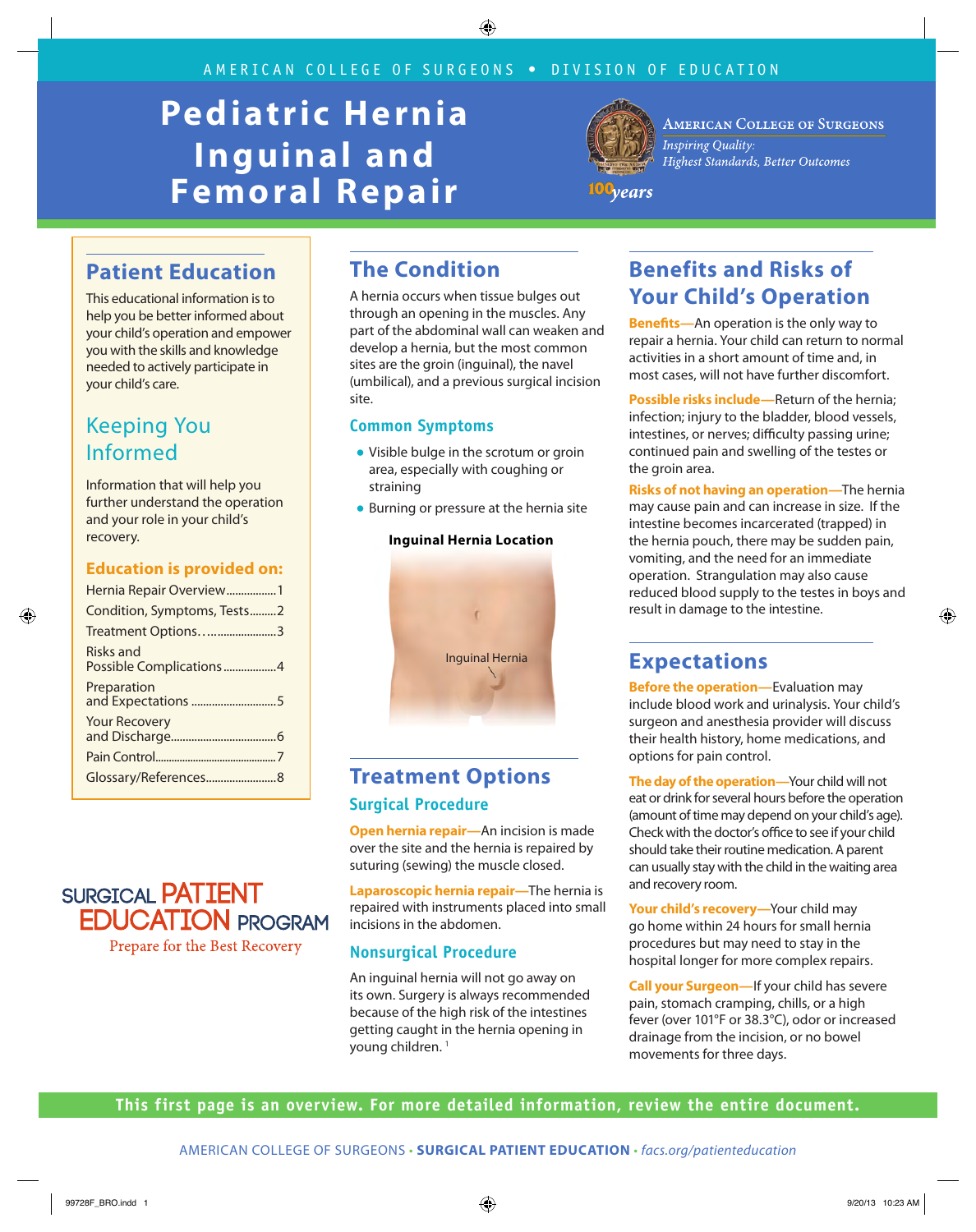AMERICAN COLLEGE OF SURGEONS • DIVISION OF EDUCATION

# Pediatric Hernia Inguinal and Femoral Repair

American College of Surgeons
*Inspiring Quality: Highest Standards, Better Outcomes*
*100 years*

## Patient Education

This educational information is to help you be better informed about your child's operation and empower you with the skills and knowledge needed to actively participate in your child's care.

### Keeping You Informed

Information that will help you further understand the operation and your role in your child's recovery.

**Education is provided on:**

- Hernia Repair Overview.................1
- Condition, Symptoms, Tests.........2
- Treatment Options..........................3
- Risks and Possible Complications..................4
- Preparation and Expectations.............................5
- Your Recovery and Discharge....................................6
- Pain Control...........................................7
- Glossary/References........................8

SURGICAL PATIENT EDUCATION PROGRAM
Prepare for the Best Recovery

## The Condition

A hernia occurs when tissue bulges out through an opening in the muscles. Any part of the abdominal wall can weaken and develop a hernia, but the most common sites are the groin (inguinal), the navel (umbilical), and a previous surgical incision site.

### Common Symptoms

- Visible bulge in the scrotum or groin area, especially with coughing or straining
- Burning or pressure at the hernia site

**Inguinal Hernia Location**

Inguinal Hernia

## Treatment Options

### Surgical Procedure

**Open hernia repair**—An incision is made over the site and the hernia is repaired by suturing (sewing) the muscle closed.

**Laparoscopic hernia repair**—The hernia is repaired with instruments placed into small incisions in the abdomen.

### Nonsurgical Procedure

An inguinal hernia will not go away on its own. Surgery is always recommended because of the high risk of the intestines getting caught in the hernia opening in young children.[1]

## Benefits and Risks of Your Child's Operation

**Benefits**—An operation is the only way to repair a hernia. Your child can return to normal activities in a short amount of time and, in most cases, will not have further discomfort.

**Possible risks include**—Return of the hernia; infection; injury to the bladder, blood vessels, intestines, or nerves; difficulty passing urine; continued pain and swelling of the testes or the groin area.

**Risks of not having an operation**—The hernia may cause pain and can increase in size. If the intestine becomes incarcerated (trapped) in the hernia pouch, there may be sudden pain, vomiting, and the need for an immediate operation. Strangulation may also cause reduced blood supply to the testes in boys and result in damage to the intestine.

## Expectations

**Before the operation**—Evaluation may include blood work and urinalysis. Your child's surgeon and anesthesia provider will discuss their health history, home medications, and options for pain control.

**The day of the operation**—Your child will not eat or drink for several hours before the operation (amount of time may depend on your child's age). Check with the doctor's office to see if your child should take their routine medication. A parent can usually stay with the child in the waiting area and recovery room.

**Your child's recovery**—Your child may go home within 24 hours for small hernia procedures but may need to stay in the hospital longer for more complex repairs.

**Call your Surgeon**—If your child has severe pain, stomach cramping, chills, or a high fever (over 101°F or 38.3°C), odor or increased drainage from the incision, or no bowel movements for three days.

**This first page is an overview. For more detailed information, review the entire document.**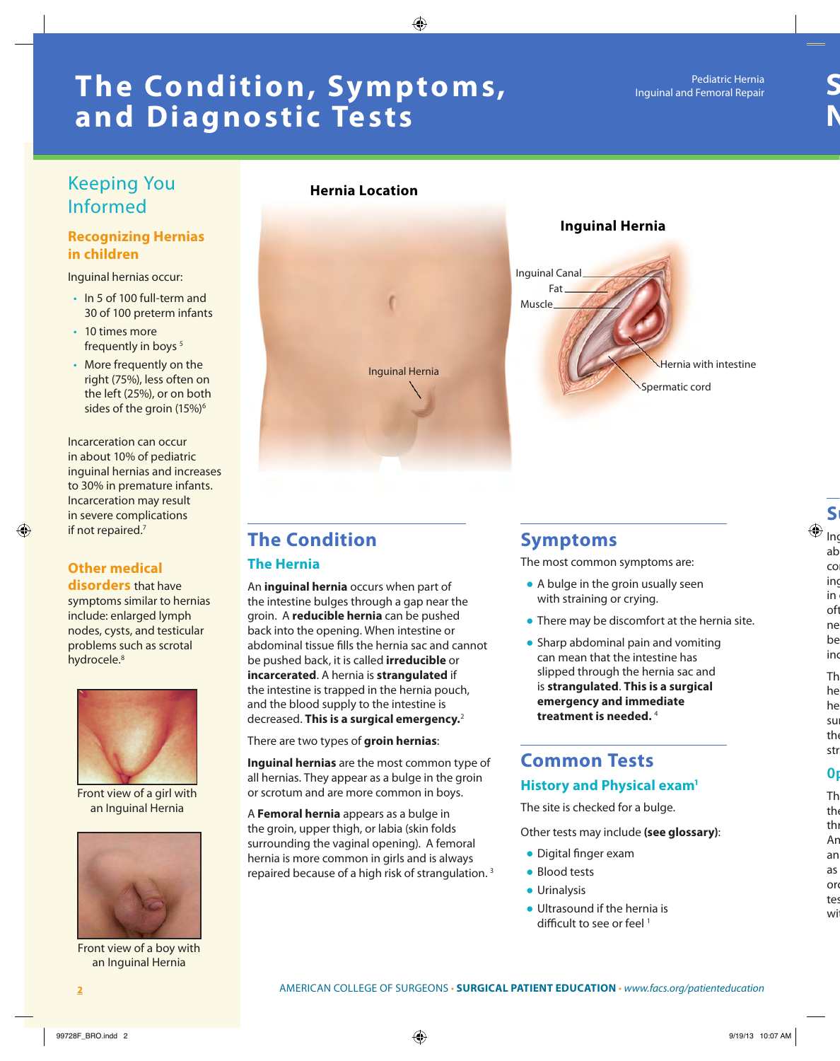# The Condition, Symptoms, and Diagnostic Tests

## Keeping You Informed

### Recognizing Hernias in children

Inguinal hernias occur:

- In 5 of 100 full-term and 30 of 100 preterm infants
- 10 times more frequently in boys [5]
- More frequently on the right (75%), less often on the left (25%), or on both sides of the groin (15%)[6]

Incarceration can occur in about 10% of pediatric inguinal hernias and increases to 30% in premature infants. Incarceration may result in severe complications if not repaired.[7]

**Other medical disorders** that have symptoms similar to hernias include: enlarged lymph nodes, cysts, and testicular problems such as scrotal hydrocele.[8]

Front view of a girl with an Inguinal Hernia

Front view of a boy with an Inguinal Hernia

**Hernia Location**

Inguinal Hernia

**Inguinal Hernia**

Inguinal Canal, Fat, Muscle, Hernia with intestine, Spermatic cord

## The Condition

### The Hernia

An **inguinal hernia** occurs when part of the intestine bulges through a gap near the groin. A **reducible hernia** can be pushed back into the opening. When intestine or abdominal tissue fills the hernia sac and cannot be pushed back, it is called **irreducible** or **incarcerated**. A hernia is **strangulated** if the intestine is trapped in the hernia pouch, and the blood supply to the intestine is decreased. **This is a surgical emergency.**[2]

There are two types of **groin hernias**:

**Inguinal hernias** are the most common type of all hernias. They appear as a bulge in the groin or scrotum and are more common in boys.

A **Femoral hernia** appears as a bulge in the groin, upper thigh, or labia (skin folds surrounding the vaginal opening). A femoral hernia is more common in girls and is always repaired because of a high risk of strangulation. [3]

## Symptoms

The most common symptoms are:

- A bulge in the groin usually seen with straining or crying.
- There may be discomfort at the hernia site.
- Sharp abdominal pain and vomiting can mean that the intestine has slipped through the hernia sac and is **strangulated**. **This is a surgical emergency and immediate treatment is needed.** [4]

## Common Tests

### History and Physical exam[1]

The site is checked for a bulge.

Other tests may include **(see glossary)**:

- Digital finger exam
- Blood tests
- Urinalysis
- Ultrasound if the hernia is difficult to see or feel [1]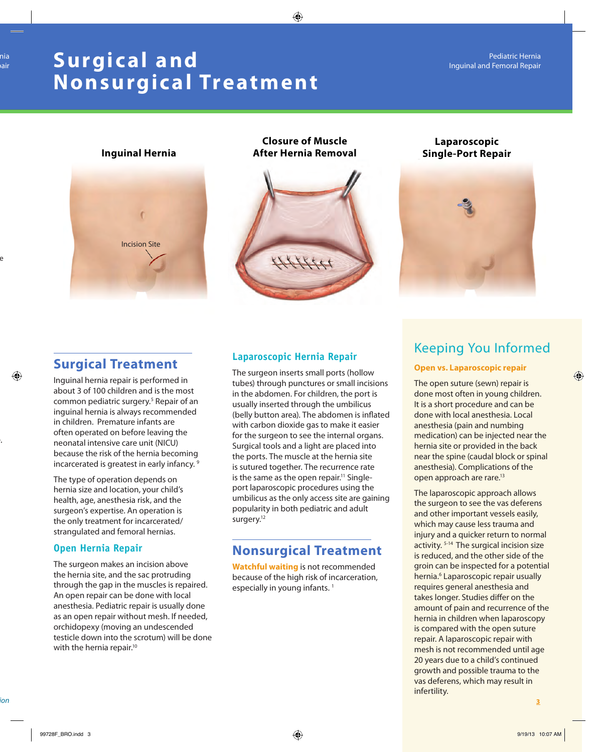# Surgical and Nonsurgical Treatment

**Inguinal Hernia**

Incision Site

**Closure of Muscle After Hernia Removal**

**Laparoscopic Single-Port Repair**

## Surgical Treatment

Inguinal hernia repair is performed in about 3 of 100 children and is the most common pediatric surgery.[5] Repair of an inguinal hernia is always recommended in children. Premature infants are often operated on before leaving the neonatal intensive care unit (NICU) because the risk of the hernia becoming incarcerated is greatest in early infancy.[9]

The type of operation depends on hernia size and location, your child's health, age, anesthesia risk, and the surgeon's expertise. An operation is the only treatment for incarcerated/strangulated and femoral hernias.

### Open Hernia Repair

The surgeon makes an incision above the hernia site, and the sac protruding through the gap in the muscles is repaired. An open repair can be done with local anesthesia. Pediatric repair is usually done as an open repair without mesh. If needed, orchidopexy (moving an undescended testicle down into the scrotum) will be done with the hernia repair.[10]

### Laparoscopic Hernia Repair

The surgeon inserts small ports (hollow tubes) through punctures or small incisions in the abdomen. For children, the port is usually inserted through the umbilicus (belly button area). The abdomen is inflated with carbon dioxide gas to make it easier for the surgeon to see the internal organs. Surgical tools and a light are placed into the ports. The muscle at the hernia site is sutured together. The recurrence rate is the same as the open repair.[11] Single-port laparoscopic procedures using the umbilicus as the only access site are gaining popularity in both pediatric and adult surgery.[12]

## Nonsurgical Treatment

**Watchful waiting** is not recommended because of the high risk of incarceration, especially in young infants.[1]

## Keeping You Informed

**Open vs. Laparoscopic repair**

The open suture (sewn) repair is done most often in young children. It is a short procedure and can be done with local anesthesia. Local anesthesia (pain and numbing medication) can be injected near the hernia site or provided in the back near the spine (caudal block or spinal anesthesia). Complications of the open approach are rare.[13]

The laparoscopic approach allows the surgeon to see the vas deferens and other important vessels easily, which may cause less trauma and injury and a quicker return to normal activity.[5-14] The surgical incision size is reduced, and the other side of the groin can be inspected for a potential hernia.[6] Laparoscopic repair usually requires general anesthesia and takes longer. Studies differ on the amount of pain and recurrence of the hernia in children when laparoscopy is compared with the open suture repair. A laparoscopic repair with mesh is not recommended until age 20 years due to a child's continued growth and possible trauma to the vas deferens, which may result in infertility.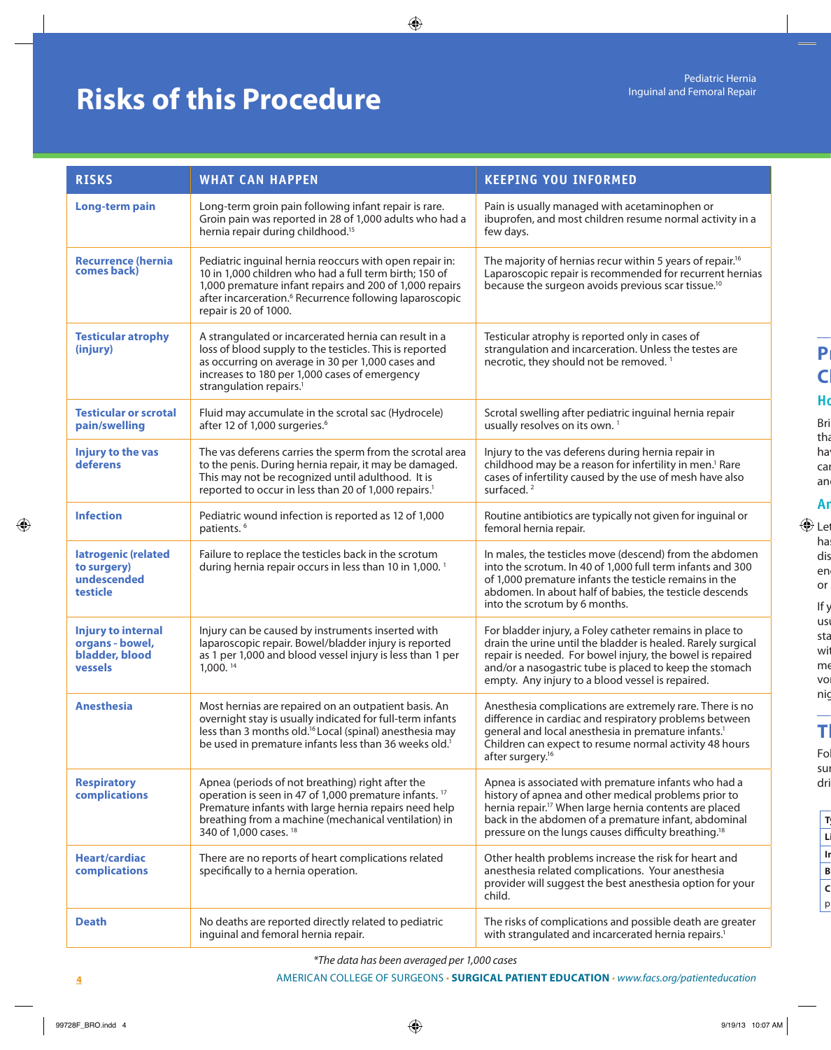# Risks of this Procedure

| RISKS | WHAT CAN HAPPEN | KEEPING YOU INFORMED |
|---|---|---|
| **Long-term pain** | Long-term groin pain following infant repair is rare. Groin pain was reported in 28 of 1,000 adults who had a hernia repair during childhood.[15] | Pain is usually managed with acetaminophen or ibuprofen, and most children resume normal activity in a few days. |
| **Recurrence (hernia comes back)** | Pediatric inguinal hernia reoccurs with open repair in: 10 in 1,000 children who had a full term birth; 150 of 1,000 premature infant repairs and 200 of 1,000 repairs after incarceration.[6] Recurrence following laparoscopic repair is 20 of 1000. | The majority of hernias recur within 5 years of repair.[16] Laparoscopic repair is recommended for recurrent hernias because the surgeon avoids previous scar tissue.[10] |
| **Testicular atrophy (injury)** | A strangulated or incarcerated hernia can result in a loss of blood supply to the testicles. This is reported as occurring on average in 30 per 1,000 cases and increases to 180 per 1,000 cases of emergency strangulation repairs.[1] | Testicular atrophy is reported only in cases of strangulation and incarceration. Unless the testes are necrotic, they should not be removed.[1] |
| **Testicular or scrotal pain/swelling** | Fluid may accumulate in the scrotal sac (Hydrocele) after 12 of 1,000 surgeries.[6] | Scrotal swelling after pediatric inguinal hernia repair usually resolves on its own.[1] |
| **Injury to the vas deferens** | The vas deferens carries the sperm from the scrotal area to the penis. During hernia repair, it may be damaged. This may not be recognized until adulthood. It is reported to occur in less than 20 of 1,000 repairs.[1] | Injury to the vas deferens during hernia repair in childhood may be a reason for infertility in men.[1] Rare cases of infertility caused by the use of mesh have also surfaced.[2] |
| **Infection** | Pediatric wound infection is reported as 12 of 1,000 patients.[6] | Routine antibiotics are typically not given for inguinal or femoral hernia repair. |
| **Iatrogenic (related to surgery) undescended testicle** | Failure to replace the testicles back in the scrotum during hernia repair occurs in less than 10 in 1,000.[1] | In males, the testicles move (descend) from the abdomen into the scrotum. In 40 of 1,000 full term infants and 300 of 1,000 premature infants the testicle remains in the abdomen. In about half of babies, the testicle descends into the scrotum by 6 months. |
| **Injury to internal organs - bowel, bladder, blood vessels** | Injury can be caused by instruments inserted with laparoscopic repair. Bowel/bladder injury is reported as 1 per 1,000 and blood vessel injury is less than 1 per 1,000.[14] | For bladder injury, a Foley catheter remains in place to drain the urine until the bladder is healed. Rarely surgical repair is needed. For bowel injury, the bowel is repaired and/or a nasogastric tube is placed to keep the stomach empty. Any injury to a blood vessel is repaired. |
| **Anesthesia** | Most hernias are repaired on an outpatient basis. An overnight stay is usually indicated for full-term infants less than 3 months old.[16] Local (spinal) anesthesia may be used in premature infants less than 36 weeks old.[1] | Anesthesia complications are extremely rare. There is no difference in cardiac and respiratory problems between general and local anesthesia in premature infants.[1] Children can expect to resume normal activity 48 hours after surgery.[16] |
| **Respiratory complications** | Apnea (periods of not breathing) right after the operation is seen in 47 of 1,000 premature infants.[17] Premature infants with large hernia repairs need help breathing from a machine (mechanical ventilation) in 340 of 1,000 cases.[18] | Apnea is associated with premature infants who had a history of apnea and other medical problems prior to hernia repair.[17] When large hernia contents are placed back in the abdomen of a premature infant, abdominal pressure on the lungs causes difficulty breathing.[18] |
| **Heart/cardiac complications** | There are no reports of heart complications related specifically to a hernia operation. | Other health problems increase the risk for heart and anesthesia related complications. Your anesthesia provider will suggest the best anesthesia option for your child. |
| **Death** | No deaths are reported directly related to pediatric inguinal and femoral hernia repair. | The risks of complications and possible death are greater with strangulated and incarcerated hernia repairs.[1] |

*\*The data has been averaged per 1,000 cases*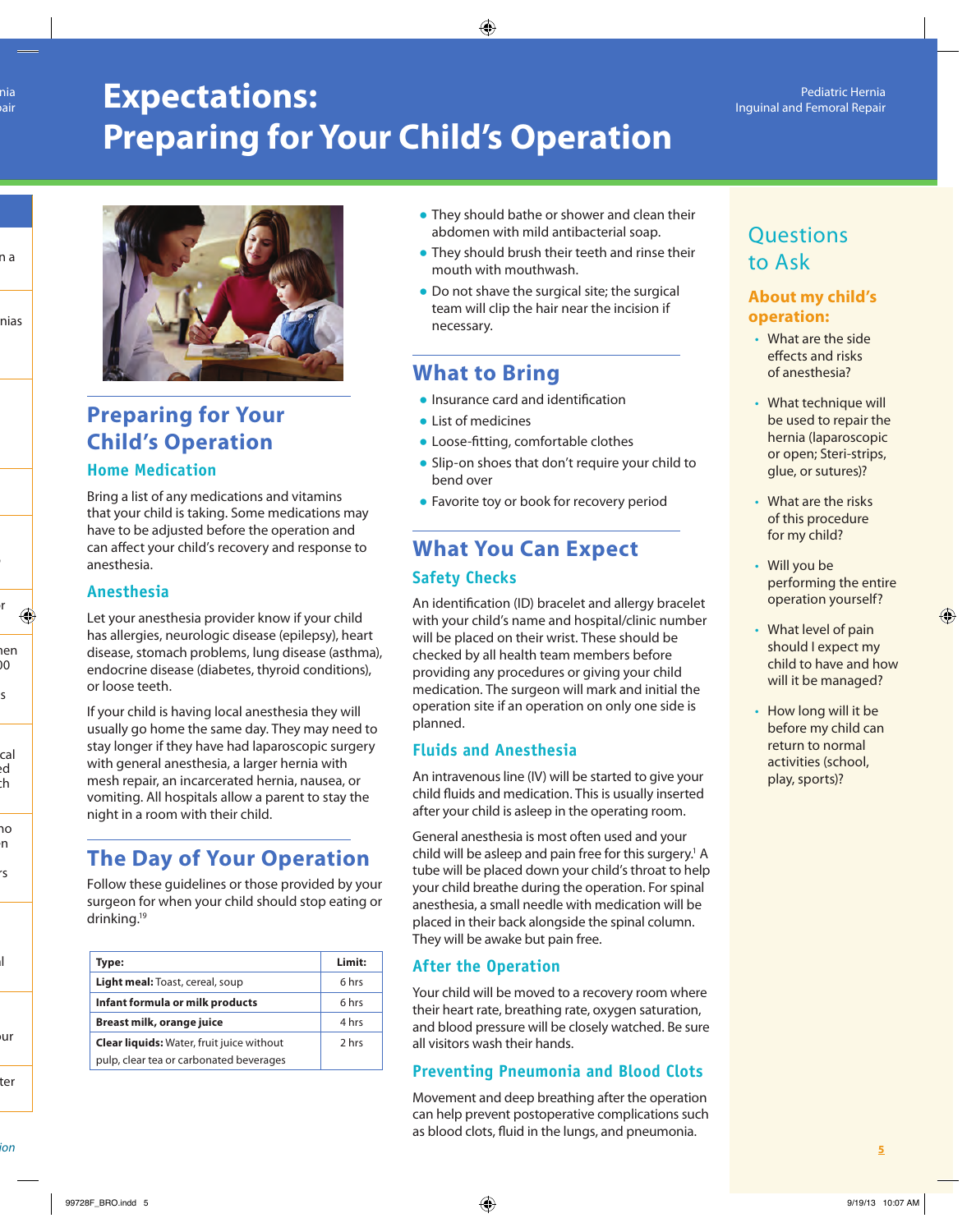# Expectations: Preparing for Your Child's Operation

## Preparing for Your Child's Operation

### Home Medication

Bring a list of any medications and vitamins that your child is taking. Some medications may have to be adjusted before the operation and can affect your child's recovery and response to anesthesia.

### Anesthesia

Let your anesthesia provider know if your child has allergies, neurologic disease (epilepsy), heart disease, stomach problems, lung disease (asthma), endocrine disease (diabetes, thyroid conditions), or loose teeth.

If your child is having local anesthesia they will usually go home the same day. They may need to stay longer if they have had laparoscopic surgery with general anesthesia, a larger hernia with mesh repair, an incarcerated hernia, nausea, or vomiting. All hospitals allow a parent to stay the night in a room with their child.

## The Day of Your Operation

Follow these guidelines or those provided by your surgeon for when your child should stop eating or drinking.[19]

| Type: | Limit: |
|---|---|
| **Light meal:** Toast, cereal, soup | 6 hrs |
| **Infant formula or milk products** | 6 hrs |
| **Breast milk, orange juice** | 4 hrs |
| **Clear liquids:** Water, fruit juice without pulp, clear tea or carbonated beverages | 2 hrs |

- They should bathe or shower and clean their abdomen with mild antibacterial soap.
- They should brush their teeth and rinse their mouth with mouthwash.
- Do not shave the surgical site; the surgical team will clip the hair near the incision if necessary.

## What to Bring

- Insurance card and identification
- List of medicines
- Loose-fitting, comfortable clothes
- Slip-on shoes that don't require your child to bend over
- Favorite toy or book for recovery period

## What You Can Expect

### Safety Checks

An identification (ID) bracelet and allergy bracelet with your child's name and hospital/clinic number will be placed on their wrist. These should be checked by all health team members before providing any procedures or giving your child medication. The surgeon will mark and initial the operation site if an operation on only one side is planned.

### Fluids and Anesthesia

An intravenous line (IV) will be started to give your child fluids and medication. This is usually inserted after your child is asleep in the operating room.

General anesthesia is most often used and your child will be asleep and pain free for this surgery.[1] A tube will be placed down your child's throat to help your child breathe during the operation. For spinal anesthesia, a small needle with medication will be placed in their back alongside the spinal column. They will be awake but pain free.

### After the Operation

Your child will be moved to a recovery room where their heart rate, breathing rate, oxygen saturation, and blood pressure will be closely watched. Be sure all visitors wash their hands.

### Preventing Pneumonia and Blood Clots

Movement and deep breathing after the operation can help prevent postoperative complications such as blood clots, fluid in the lungs, and pneumonia.

## Questions to Ask

### About my child's operation:

- What are the side effects and risks of anesthesia?
- What technique will be used to repair the hernia (laparoscopic or open; Steri-strips, glue, or sutures)?
- What are the risks of this procedure for my child?
- Will you be performing the entire operation yourself?
- What level of pain should I expect my child to have and how will it be managed?
- How long will it be before my child can return to normal activities (school, play, sports)?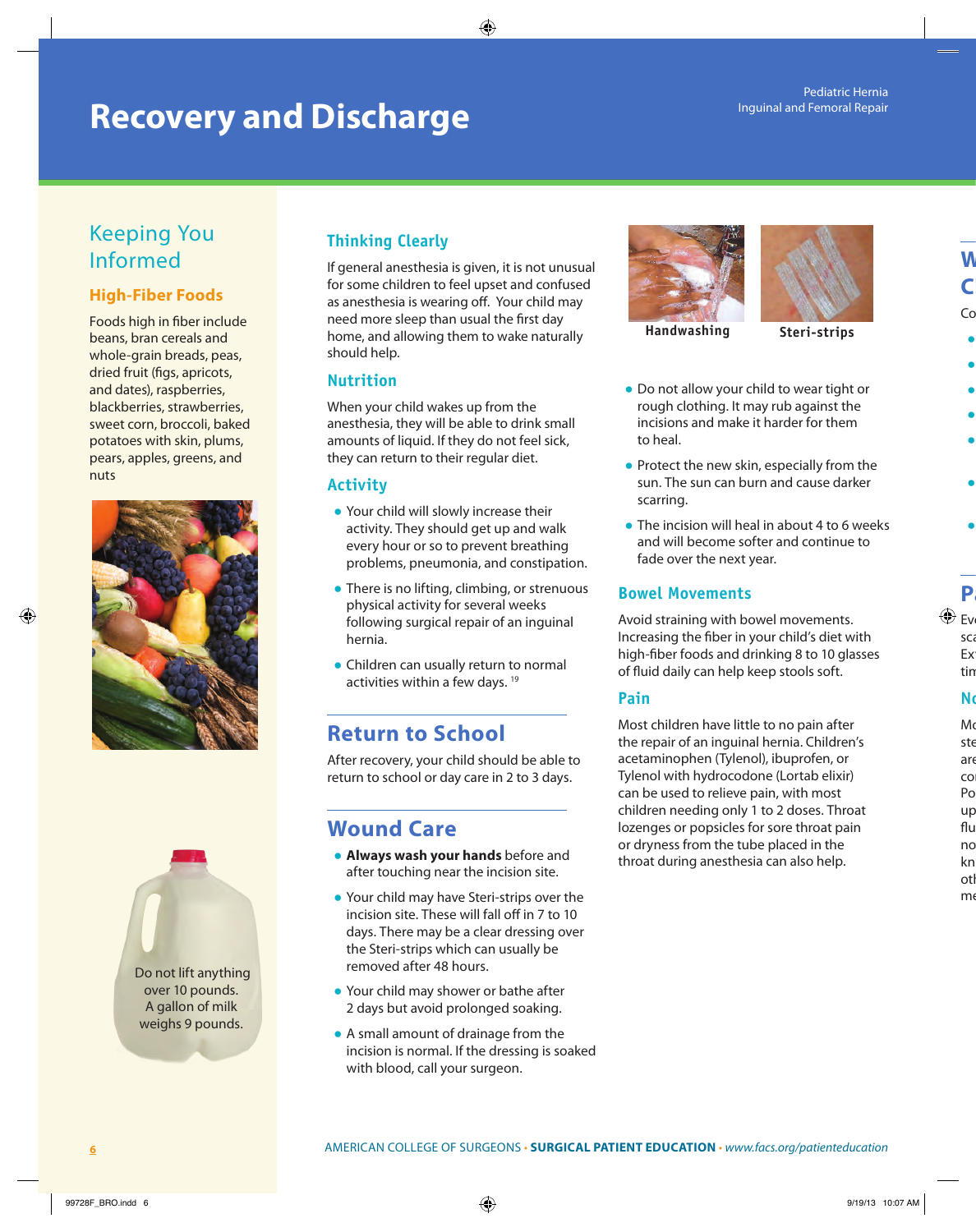# Recovery and Discharge

## Keeping You Informed

### High-Fiber Foods

Foods high in fiber include beans, bran cereals and whole-grain breads, peas, dried fruit (figs, apricots, and dates), raspberries, blackberries, strawberries, sweet corn, broccoli, baked potatoes with skin, plums, pears, apples, greens, and nuts

Do not lift anything over 10 pounds. A gallon of milk weighs 9 pounds.

### Thinking Clearly

If general anesthesia is given, it is not unusual for some children to feel upset and confused as anesthesia is wearing off. Your child may need more sleep than usual the first day home, and allowing them to wake naturally should help.

### Nutrition

When your child wakes up from the anesthesia, they will be able to drink small amounts of liquid. If they do not feel sick, they can return to their regular diet.

### Activity

- Your child will slowly increase their activity. They should get up and walk every hour or so to prevent breathing problems, pneumonia, and constipation.
- There is no lifting, climbing, or strenuous physical activity for several weeks following surgical repair of an inguinal hernia.
- Children can usually return to normal activities within a few days. [19]

## Return to School

After recovery, your child should be able to return to school or day care in 2 to 3 days.

## Wound Care

- **Always wash your hands** before and after touching near the incision site.
- Your child may have Steri-strips over the incision site. These will fall off in 7 to 10 days. There may be a clear dressing over the Steri-strips which can usually be removed after 48 hours.
- Your child may shower or bathe after 2 days but avoid prolonged soaking.
- A small amount of drainage from the incision is normal. If the dressing is soaked with blood, call your surgeon.

Handwashing

Steri-strips

- Do not allow your child to wear tight or rough clothing. It may rub against the incisions and make it harder for them to heal.
- Protect the new skin, especially from the sun. The sun can burn and cause darker scarring.
- The incision will heal in about 4 to 6 weeks and will become softer and continue to fade over the next year.

### Bowel Movements

Avoid straining with bowel movements. Increasing the fiber in your child's diet with high-fiber foods and drinking 8 to 10 glasses of fluid daily can help keep stools soft.

### Pain

Most children have little to no pain after the repair of an inguinal hernia. Children's acetaminophen (Tylenol), ibuprofen, or Tylenol with hydrocodone (Lortab elixir) can be used to relieve pain, with most children needing only 1 to 2 doses. Throat lozenges or popsicles for sore throat pain or dryness from the tube placed in the throat during anesthesia can also help.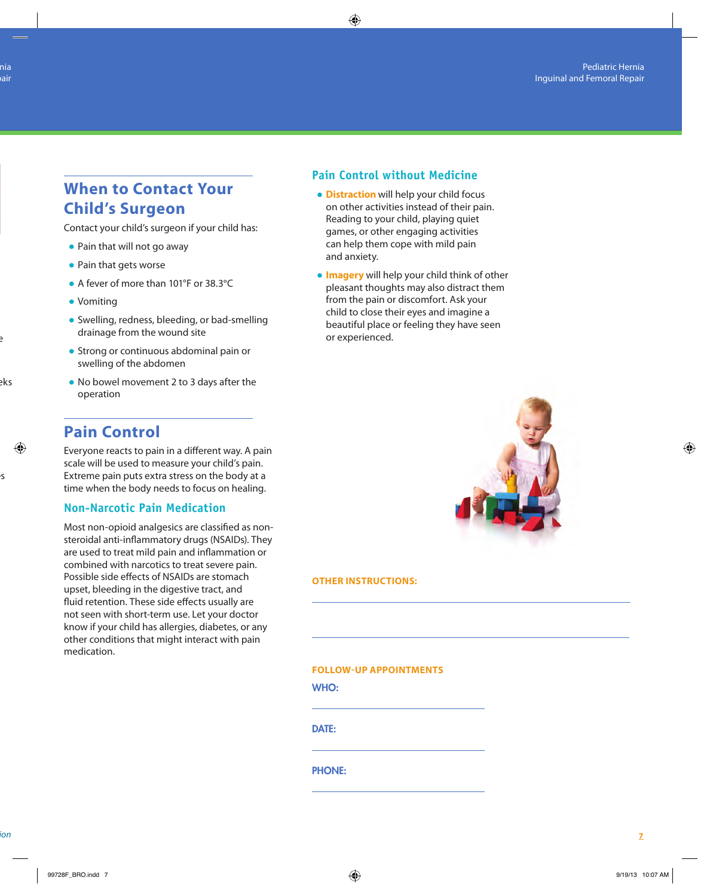## When to Contact Your Child's Surgeon

Contact your child's surgeon if your child has:

- Pain that will not go away
- Pain that gets worse
- A fever of more than 101°F or 38.3°C
- Vomiting
- Swelling, redness, bleeding, or bad-smelling drainage from the wound site
- Strong or continuous abdominal pain or swelling of the abdomen
- No bowel movement 2 to 3 days after the operation

## Pain Control

Everyone reacts to pain in a different way. A pain scale will be used to measure your child's pain. Extreme pain puts extra stress on the body at a time when the body needs to focus on healing.

### Non-Narcotic Pain Medication

Most non-opioid analgesics are classified as non-steroidal anti-inflammatory drugs (NSAIDs). They are used to treat mild pain and inflammation or combined with narcotics to treat severe pain. Possible side effects of NSAIDs are stomach upset, bleeding in the digestive tract, and fluid retention. These side effects usually are not seen with short-term use. Let your doctor know if your child has allergies, diabetes, or any other conditions that might interact with pain medication.

### Pain Control without Medicine

- **Distraction** will help your child focus on other activities instead of their pain. Reading to your child, playing quiet games, or other engaging activities can help them cope with mild pain and anxiety.
- **Imagery** will help your child think of other pleasant thoughts may also distract them from the pain or discomfort. Ask your child to close their eyes and imagine a beautiful place or feeling they have seen or experienced.

**OTHER INSTRUCTIONS:**

______________________________________________

______________________________________________

**FOLLOW-UP APPOINTMENTS**

**WHO:**

______________________________

**DATE:**

______________________________

**PHONE:**

______________________________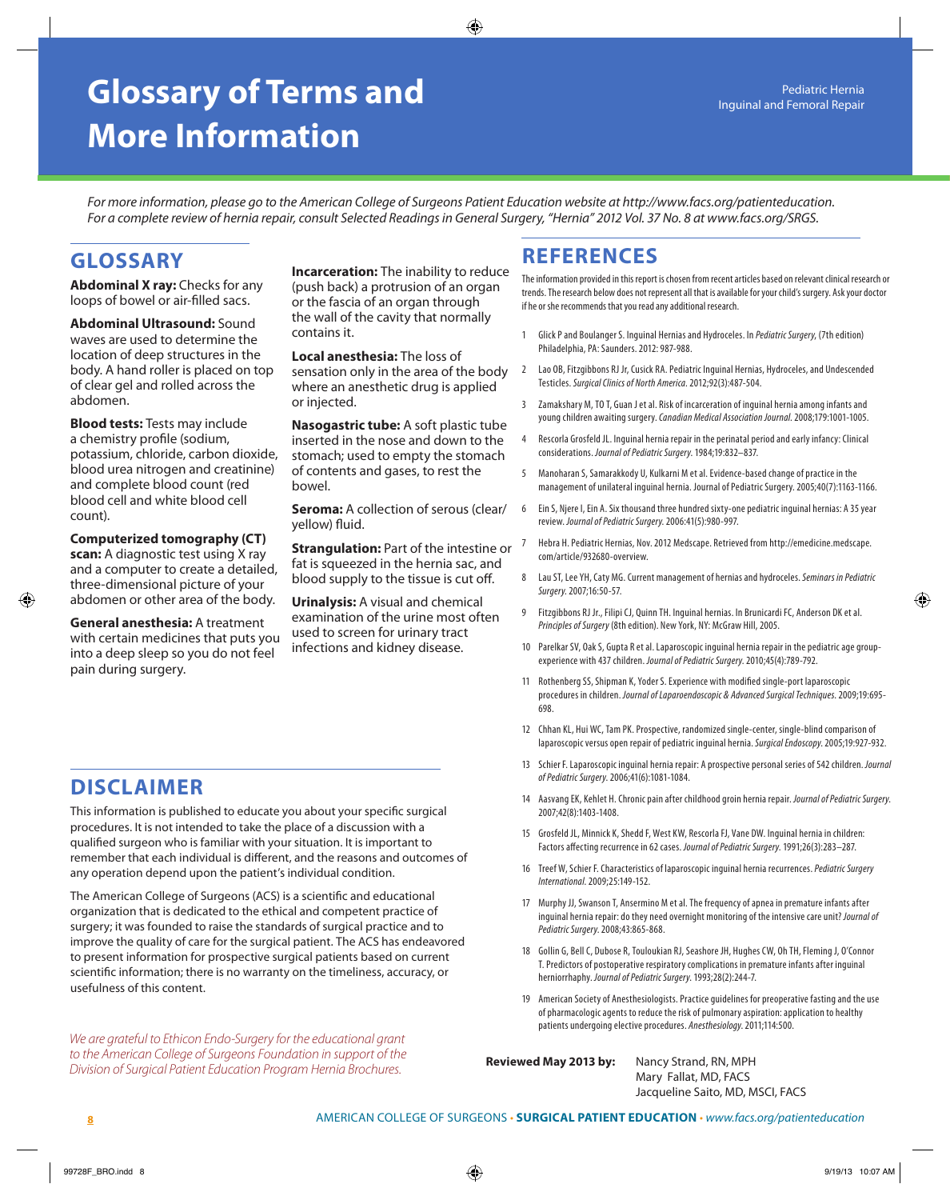# Glossary of Terms and More Information

Pediatric Hernia
Inguinal and Femoral Repair

*For more information, please go to the American College of Surgeons Patient Education website at http://www.facs.org/patienteducation. For a complete review of hernia repair, consult Selected Readings in General Surgery, "Hernia" 2012 Vol. 37 No. 8 at www.facs.org/SRGS.*

## GLOSSARY

**Abdominal X ray:** Checks for any loops of bowel or air-filled sacs.

**Abdominal Ultrasound:** Sound waves are used to determine the location of deep structures in the body. A hand roller is placed on top of clear gel and rolled across the abdomen.

**Blood tests:** Tests may include a chemistry profile (sodium, potassium, chloride, carbon dioxide, blood urea nitrogen and creatinine) and complete blood count (red blood cell and white blood cell count).

**Computerized tomography (CT) scan:** A diagnostic test using X ray and a computer to create a detailed, three-dimensional picture of your abdomen or other area of the body.

**General anesthesia:** A treatment with certain medicines that puts you into a deep sleep so you do not feel pain during surgery.

**Incarceration:** The inability to reduce (push back) a protrusion of an organ or the fascia of an organ through the wall of the cavity that normally contains it.

**Local anesthesia:** The loss of sensation only in the area of the body where an anesthetic drug is applied or injected.

**Nasogastric tube:** A soft plastic tube inserted in the nose and down to the stomach; used to empty the stomach of contents and gases, to rest the bowel.

**Seroma:** A collection of serous (clear/yellow) fluid.

**Strangulation:** Part of the intestine or fat is squeezed in the hernia sac, and blood supply to the tissue is cut off.

**Urinalysis:** A visual and chemical examination of the urine most often used to screen for urinary tract infections and kidney disease.

## DISCLAIMER

This information is published to educate you about your specific surgical procedures. It is not intended to take the place of a discussion with a qualified surgeon who is familiar with your situation. It is important to remember that each individual is different, and the reasons and outcomes of any operation depend upon the patient's individual condition.

The American College of Surgeons (ACS) is a scientific and educational organization that is dedicated to the ethical and competent practice of surgery; it was founded to raise the standards of surgical practice and to improve the quality of care for the surgical patient. The ACS has endeavored to present information for prospective surgical patients based on current scientific information; there is no warranty on the timeliness, accuracy, or usefulness of this content.

*We are grateful to Ethicon Endo-Surgery for the educational grant to the American College of Surgeons Foundation in support of the Division of Surgical Patient Education Program Hernia Brochures.*

## REFERENCES

The information provided in this report is chosen from recent articles based on relevant clinical research or trends. The research below does not represent all that is available for your child's surgery. Ask your doctor if he or she recommends that you read any additional research.

1. Glick P and Boulanger S. Inguinal Hernias and Hydroceles. In *Pediatric Surgery*, (7th edition) Philadelphia, PA: Saunders. 2012: 987-988.
2. Lao OB, Fitzgibbons RJ Jr, Cusick RA. Pediatric Inguinal Hernias, Hydroceles, and Undescended Testicles. *Surgical Clinics of North America*. 2012;92(3):487-504.
3. Zamakshary M, TO T, Guan J et al. Risk of incarceration of inguinal hernia among infants and young children awaiting surgery. *Canadian Medical Association Journal*. 2008;179:1001-1005.
4. Rescorla Grosfeld JL. Inguinal hernia repair in the perinatal period and early infancy: Clinical considerations. *Journal of Pediatric Surgery*. 1984;19:832–837.
5. Manoharan S, Samarakkody U, Kulkarni M et al. Evidence-based change of practice in the management of unilateral inguinal hernia. Journal of Pediatric Surgery. 2005;40(7):1163-1166.
6. Ein S, Njere I, Ein A. Six thousand three hundred sixty-one pediatric inguinal hernias: A 35 year review. *Journal of Pediatric Surgery*. 2006:41(5):980-997.
7. Hebra H. Pediatric Hernias, Nov. 2012 Medscape. Retrieved from http://emedicine.medscape.com/article/932680-overview.
8. Lau ST, Lee YH, Caty MG. Current management of hernias and hydroceles. *Seminars in Pediatric Surgery*. 2007;16:50-57.
9. Fitzgibbons RJ Jr., Filipi CJ, Quinn TH. Inguinal hernias. In Brunicardi FC, Anderson DK et al. *Principles of Surgery* (8th edition). New York, NY: McGraw Hill, 2005.
10. Parelkar SV, Oak S, Gupta R et al. Laparoscopic inguinal hernia repair in the pediatric age group-experience with 437 children. *Journal of Pediatric Surgery*. 2010;45(4):789-792.
11. Rothenberg SS, Shipman K, Yoder S. Experience with modified single-port laparoscopic procedures in children. *Journal of Laparoendoscopic & Advanced Surgical Techniques*. 2009;19:695-698.
12. Chhan KL, Hui WC, Tam PK. Prospective, randomized single-center, single-blind comparison of laparoscopic versus open repair of pediatric inguinal hernia. *Surgical Endoscopy*. 2005;19:927-932.
13. Schier F. Laparoscopic inguinal hernia repair: A prospective personal series of 542 children. *Journal of Pediatric Surgery*. 2006;41(6):1081-1084.
14. Aasvang EK, Kehlet H. Chronic pain after childhood groin hernia repair. *Journal of Pediatric Surgery*. 2007;42(8):1403-1408.
15. Grosfeld JL, Minnick K, Shedd F, West KW, Rescorla FJ, Vane DW. Inguinal hernia in children: Factors affecting recurrence in 62 cases. *Journal of Pediatric Surgery*. 1991;26(3):283–287.
16. Treef W, Schier F. Characteristics of laparoscopic inguinal hernia recurrences. *Pediatric Surgery International*. 2009;25:149-152.
17. Murphy JJ, Swanson T, Ansermino M et al. The frequency of apnea in premature infants after inguinal hernia repair: do they need overnight monitoring of the intensive care unit? *Journal of Pediatric Surgery*. 2008;43:865-868.
18. Gollin G, Bell C, Dubose R, Touloukian RJ, Seashore JH, Hughes CW, Oh TH, Fleming J, O'Connor T. Predictors of postoperative respiratory complications in premature infants after inguinal herniorrhaphy. *Journal of Pediatric Surgery*. 1993;28(2):244-7.
19. American Society of Anesthesiologists. Practice guidelines for preoperative fasting and the use of pharmacologic agents to reduce the risk of pulmonary aspiration: application to healthy patients undergoing elective procedures. *Anesthesiology*. 2011;114:500.

**Reviewed May 2013 by:**
Nancy Strand, RN, MPH
Mary Fallat, MD, FACS
Jacqueline Saito, MD, MSCI, FACS